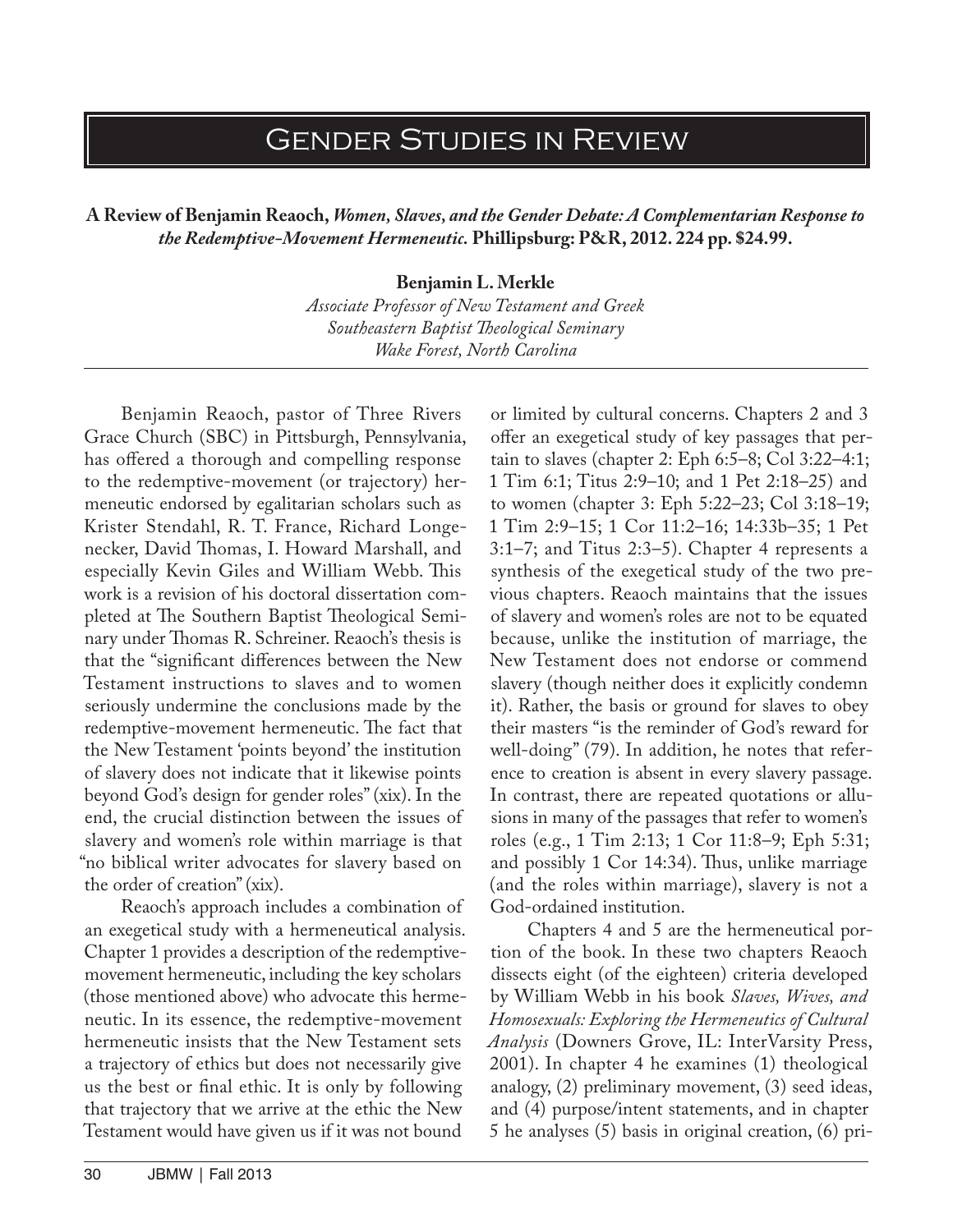# Gender Studies in Review

**A Review of Benjamin Reaoch, *Women, Slaves, and the Gender Debate: A Complementarian Response to the Redemptive-Movement Hermeneutic.* Phillipsburg: P&R, 2012. 224 pp. $24.99.**

**Benjamin L. Merkle**
*Associate Professor of New Testament and Greek*
*Southeastern Baptist Theological Seminary*
*Wake Forest, North Carolina*

Benjamin Reaoch, pastor of Three Rivers Grace Church (SBC) in Pittsburgh, Pennsylvania, has offered a thorough and compelling response to the redemptive-movement (or trajectory) hermeneutic endorsed by egalitarian scholars such as Krister Stendahl, R. T. France, Richard Longenecker, David Thomas, I. Howard Marshall, and especially Kevin Giles and William Webb. This work is a revision of his doctoral dissertation completed at The Southern Baptist Theological Seminary under Thomas R. Schreiner. Reaoch's thesis is that the "significant differences between the New Testament instructions to slaves and to women seriously undermine the conclusions made by the redemptive-movement hermeneutic. The fact that the New Testament 'points beyond' the institution of slavery does not indicate that it likewise points beyond God's design for gender roles" (xix). In the end, the crucial distinction between the issues of slavery and women's role within marriage is that "no biblical writer advocates for slavery based on the order of creation" (xix).

Reaoch's approach includes a combination of an exegetical study with a hermeneutical analysis. Chapter 1 provides a description of the redemptive-movement hermeneutic, including the key scholars (those mentioned above) who advocate this hermeneutic. In its essence, the redemptive-movement hermeneutic insists that the New Testament sets a trajectory of ethics but does not necessarily give us the best or final ethic. It is only by following that trajectory that we arrive at the ethic the New Testament would have given us if it was not bound or limited by cultural concerns. Chapters 2 and 3 offer an exegetical study of key passages that pertain to slaves (chapter 2: Eph 6:5–8; Col 3:22–4:1; 1 Tim 6:1; Titus 2:9–10; and 1 Pet 2:18–25) and to women (chapter 3: Eph 5:22–23; Col 3:18–19; 1 Tim 2:9–15; 1 Cor 11:2–16; 14:33b–35; 1 Pet 3:1–7; and Titus 2:3–5). Chapter 4 represents a synthesis of the exegetical study of the two previous chapters. Reaoch maintains that the issues of slavery and women's roles are not to be equated because, unlike the institution of marriage, the New Testament does not endorse or commend slavery (though neither does it explicitly condemn it). Rather, the basis or ground for slaves to obey their masters "is the reminder of God's reward for well-doing" (79). In addition, he notes that reference to creation is absent in every slavery passage. In contrast, there are repeated quotations or allusions in many of the passages that refer to women's roles (e.g., 1 Tim 2:13; 1 Cor 11:8–9; Eph 5:31; and possibly 1 Cor 14:34). Thus, unlike marriage (and the roles within marriage), slavery is not a God-ordained institution.

Chapters 4 and 5 are the hermeneutical portion of the book. In these two chapters Reaoch dissects eight (of the eighteen) criteria developed by William Webb in his book *Slaves, Wives, and Homosexuals: Exploring the Hermeneutics of Cultural Analysis* (Downers Grove, IL: InterVarsity Press, 2001). In chapter 4 he examines (1) theological analogy, (2) preliminary movement, (3) seed ideas, and (4) purpose/intent statements, and in chapter 5 he analyses (5) basis in original creation, (6) pri-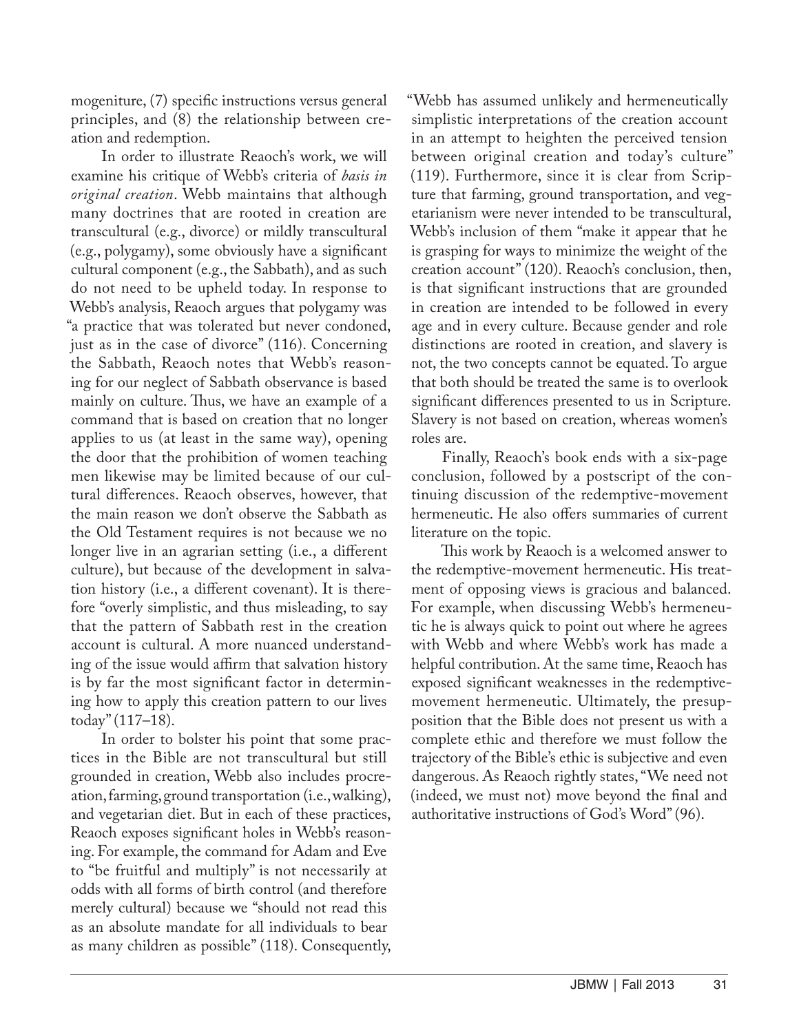mogeniture, (7) specific instructions versus general principles, and (8) the relationship between creation and redemption.

In order to illustrate Reaoch's work, we will examine his critique of Webb's criteria of *basis in original creation*. Webb maintains that although many doctrines that are rooted in creation are transcultural (e.g., divorce) or mildly transcultural (e.g., polygamy), some obviously have a significant cultural component (e.g., the Sabbath), and as such do not need to be upheld today. In response to Webb's analysis, Reaoch argues that polygamy was "a practice that was tolerated but never condoned, just as in the case of divorce" (116). Concerning the Sabbath, Reaoch notes that Webb's reasoning for our neglect of Sabbath observance is based mainly on culture. Thus, we have an example of a command that is based on creation that no longer applies to us (at least in the same way), opening the door that the prohibition of women teaching men likewise may be limited because of our cultural differences. Reaoch observes, however, that the main reason we don't observe the Sabbath as the Old Testament requires is not because we no longer live in an agrarian setting (i.e., a different culture), but because of the development in salvation history (i.e., a different covenant). It is therefore "overly simplistic, and thus misleading, to say that the pattern of Sabbath rest in the creation account is cultural. A more nuanced understanding of the issue would affirm that salvation history is by far the most significant factor in determining how to apply this creation pattern to our lives today" (117–18).

In order to bolster his point that some practices in the Bible are not transcultural but still grounded in creation, Webb also includes procreation, farming, ground transportation (i.e., walking), and vegetarian diet. But in each of these practices, Reaoch exposes significant holes in Webb's reasoning. For example, the command for Adam and Eve to "be fruitful and multiply" is not necessarily at odds with all forms of birth control (and therefore merely cultural) because we "should not read this as an absolute mandate for all individuals to bear as many children as possible" (118). Consequently, "Webb has assumed unlikely and hermeneutically simplistic interpretations of the creation account in an attempt to heighten the perceived tension between original creation and today's culture" (119). Furthermore, since it is clear from Scripture that farming, ground transportation, and vegetarianism were never intended to be transcultural, Webb's inclusion of them "make it appear that he is grasping for ways to minimize the weight of the creation account" (120). Reaoch's conclusion, then, is that significant instructions that are grounded in creation are intended to be followed in every age and in every culture. Because gender and role distinctions are rooted in creation, and slavery is not, the two concepts cannot be equated. To argue that both should be treated the same is to overlook significant differences presented to us in Scripture. Slavery is not based on creation, whereas women's roles are.

Finally, Reaoch's book ends with a six-page conclusion, followed by a postscript of the continuing discussion of the redemptive-movement hermeneutic. He also offers summaries of current literature on the topic.

This work by Reaoch is a welcomed answer to the redemptive-movement hermeneutic. His treatment of opposing views is gracious and balanced. For example, when discussing Webb's hermeneutic he is always quick to point out where he agrees with Webb and where Webb's work has made a helpful contribution. At the same time, Reaoch has exposed significant weaknesses in the redemptive-movement hermeneutic. Ultimately, the presupposition that the Bible does not present us with a complete ethic and therefore we must follow the trajectory of the Bible's ethic is subjective and even dangerous. As Reaoch rightly states, "We need not (indeed, we must not) move beyond the final and authoritative instructions of God's Word" (96).